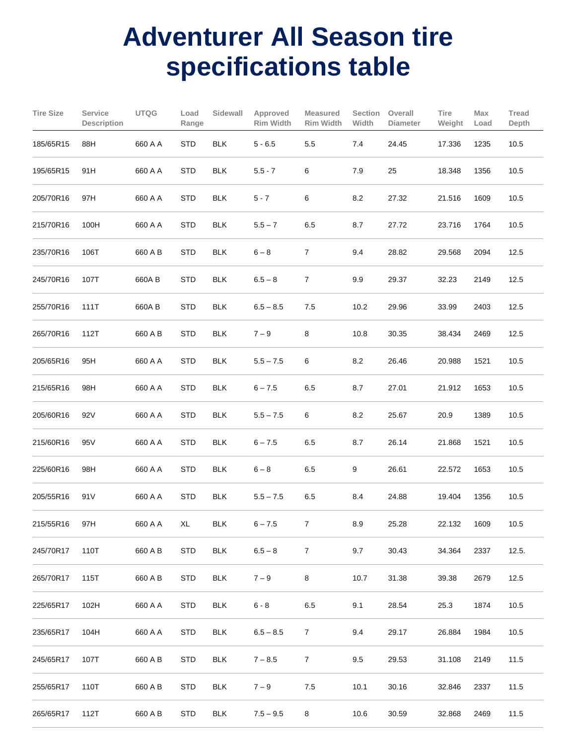# Adventurer All Season tire specifications table

| Tire Size | Service Description | UTQG | Load Range | Sidewall | Approved Rim Width | Measured Rim Width | Section Width | Overall Diameter | Tire Weight | Max Load | Tread Depth |
|---|---|---|---|---|---|---|---|---|---|---|---|
| 185/65R15 | 88H | 660 A A | STD | BLK | 5 - 6.5 | 5.5 | 7.4 | 24.45 | 17.336 | 1235 | 10.5 |
| 195/65R15 | 91H | 660 A A | STD | BLK | 5.5 - 7 | 6 | 7.9 | 25 | 18.348 | 1356 | 10.5 |
| 205/70R16 | 97H | 660 A A | STD | BLK | 5 - 7 | 6 | 8.2 | 27.32 | 21.516 | 1609 | 10.5 |
| 215/70R16 | 100H | 660 A A | STD | BLK | 5.5 – 7 | 6.5 | 8.7 | 27.72 | 23.716 | 1764 | 10.5 |
| 235/70R16 | 106T | 660 A B | STD | BLK | 6 – 8 | 7 | 9.4 | 28.82 | 29.568 | 2094 | 12.5 |
| 245/70R16 | 107T | 660A B | STD | BLK | 6.5 – 8 | 7 | 9.9 | 29.37 | 32.23 | 2149 | 12.5 |
| 255/70R16 | 111T | 660A B | STD | BLK | 6.5 – 8.5 | 7.5 | 10.2 | 29.96 | 33.99 | 2403 | 12.5 |
| 265/70R16 | 112T | 660 A B | STD | BLK | 7 – 9 | 8 | 10.8 | 30.35 | 38.434 | 2469 | 12.5 |
| 205/65R16 | 95H | 660 A A | STD | BLK | 5.5 – 7.5 | 6 | 8.2 | 26.46 | 20.988 | 1521 | 10.5 |
| 215/65R16 | 98H | 660 A A | STD | BLK | 6 – 7.5 | 6.5 | 8.7 | 27.01 | 21.912 | 1653 | 10.5 |
| 205/60R16 | 92V | 660 A A | STD | BLK | 5.5 – 7.5 | 6 | 8.2 | 25.67 | 20.9 | 1389 | 10.5 |
| 215/60R16 | 95V | 660 A A | STD | BLK | 6 – 7.5 | 6.5 | 8.7 | 26.14 | 21.868 | 1521 | 10.5 |
| 225/60R16 | 98H | 660 A A | STD | BLK | 6 – 8 | 6.5 | 9 | 26.61 | 22.572 | 1653 | 10.5 |
| 205/55R16 | 91V | 660 A A | STD | BLK | 5.5 – 7.5 | 6.5 | 8.4 | 24.88 | 19.404 | 1356 | 10.5 |
| 215/55R16 | 97H | 660 A A | XL | BLK | 6 – 7.5 | 7 | 8.9 | 25.28 | 22.132 | 1609 | 10.5 |
| 245/70R17 | 110T | 660 A B | STD | BLK | 6.5 – 8 | 7 | 9.7 | 30.43 | 34.364 | 2337 | 12.5. |
| 265/70R17 | 115T | 660 A B | STD | BLK | 7 – 9 | 8 | 10.7 | 31.38 | 39.38 | 2679 | 12.5 |
| 225/65R17 | 102H | 660 A A | STD | BLK | 6 - 8 | 6.5 | 9.1 | 28.54 | 25.3 | 1874 | 10.5 |
| 235/65R17 | 104H | 660 A A | STD | BLK | 6.5 – 8.5 | 7 | 9.4 | 29.17 | 26.884 | 1984 | 10.5 |
| 245/65R17 | 107T | 660 A B | STD | BLK | 7 – 8.5 | 7 | 9.5 | 29.53 | 31.108 | 2149 | 11.5 |
| 255/65R17 | 110T | 660 A B | STD | BLK | 7 – 9 | 7.5 | 10.1 | 30.16 | 32.846 | 2337 | 11.5 |
| 265/65R17 | 112T | 660 A B | STD | BLK | 7.5 – 9.5 | 8 | 10.6 | 30.59 | 32.868 | 2469 | 11.5 |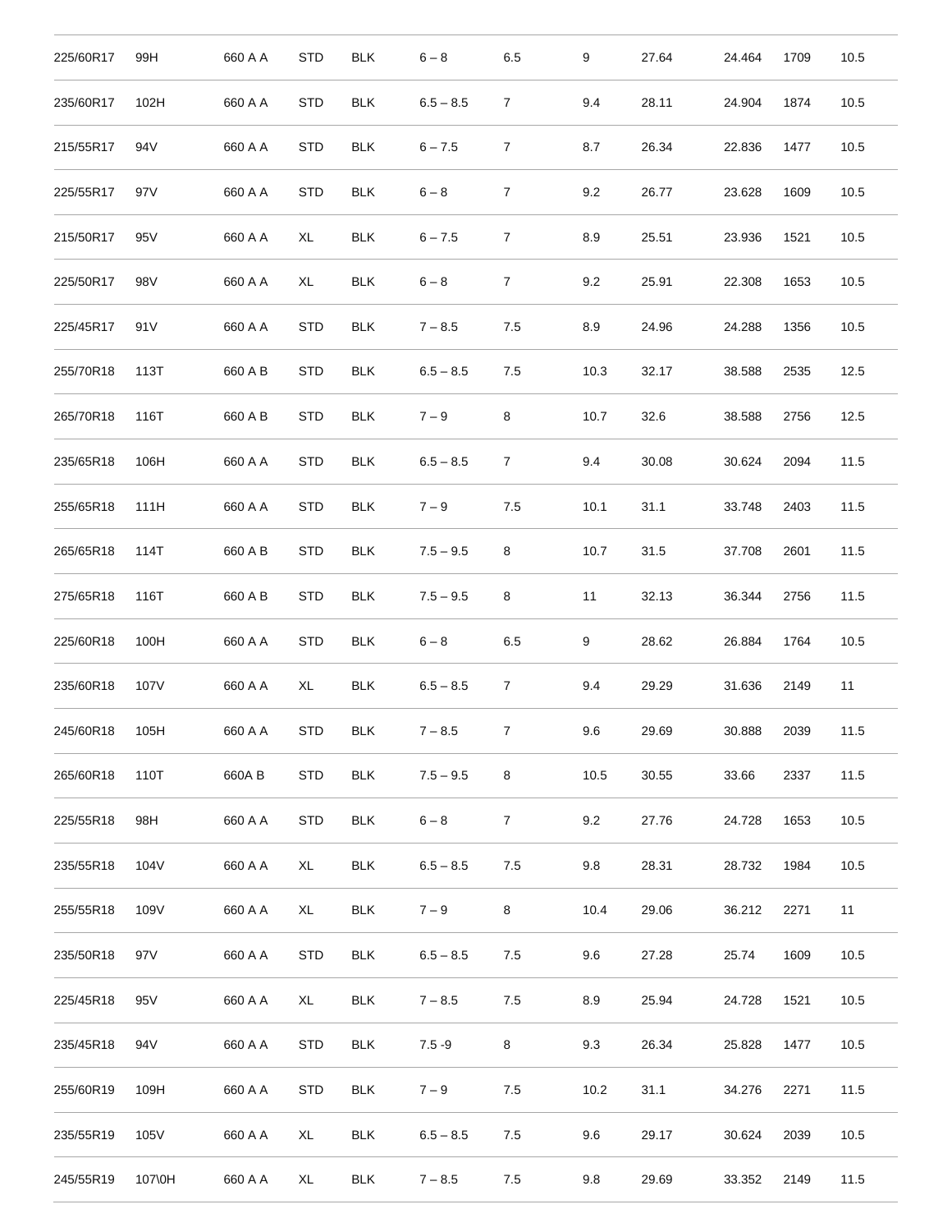| | | | | | | | | | | | |
|---|---|---|---|---|---|---|---|---|---|---|---|
| 225/60R17 | 99H | 660 A A | STD | BLK | 6 – 8 | 6.5 | 9 | 27.64 | 24.464 | 1709 | 10.5 |
| 235/60R17 | 102H | 660 A A | STD | BLK | 6.5 – 8.5 | 7 | 9.4 | 28.11 | 24.904 | 1874 | 10.5 |
| 215/55R17 | 94V | 660 A A | STD | BLK | 6 – 7.5 | 7 | 8.7 | 26.34 | 22.836 | 1477 | 10.5 |
| 225/55R17 | 97V | 660 A A | STD | BLK | 6 – 8 | 7 | 9.2 | 26.77 | 23.628 | 1609 | 10.5 |
| 215/50R17 | 95V | 660 A A | XL | BLK | 6 – 7.5 | 7 | 8.9 | 25.51 | 23.936 | 1521 | 10.5 |
| 225/50R17 | 98V | 660 A A | XL | BLK | 6 – 8 | 7 | 9.2 | 25.91 | 22.308 | 1653 | 10.5 |
| 225/45R17 | 91V | 660 A A | STD | BLK | 7 – 8.5 | 7.5 | 8.9 | 24.96 | 24.288 | 1356 | 10.5 |
| 255/70R18 | 113T | 660 A B | STD | BLK | 6.5 – 8.5 | 7.5 | 10.3 | 32.17 | 38.588 | 2535 | 12.5 |
| 265/70R18 | 116T | 660 A B | STD | BLK | 7 – 9 | 8 | 10.7 | 32.6 | 38.588 | 2756 | 12.5 |
| 235/65R18 | 106H | 660 A A | STD | BLK | 6.5 – 8.5 | 7 | 9.4 | 30.08 | 30.624 | 2094 | 11.5 |
| 255/65R18 | 111H | 660 A A | STD | BLK | 7 – 9 | 7.5 | 10.1 | 31.1 | 33.748 | 2403 | 11.5 |
| 265/65R18 | 114T | 660 A B | STD | BLK | 7.5 – 9.5 | 8 | 10.7 | 31.5 | 37.708 | 2601 | 11.5 |
| 275/65R18 | 116T | 660 A B | STD | BLK | 7.5 – 9.5 | 8 | 11 | 32.13 | 36.344 | 2756 | 11.5 |
| 225/60R18 | 100H | 660 A A | STD | BLK | 6 – 8 | 6.5 | 9 | 28.62 | 26.884 | 1764 | 10.5 |
| 235/60R18 | 107V | 660 A A | XL | BLK | 6.5 – 8.5 | 7 | 9.4 | 29.29 | 31.636 | 2149 | 11 |
| 245/60R18 | 105H | 660 A A | STD | BLK | 7 – 8.5 | 7 | 9.6 | 29.69 | 30.888 | 2039 | 11.5 |
| 265/60R18 | 110T | 660A B | STD | BLK | 7.5 – 9.5 | 8 | 10.5 | 30.55 | 33.66 | 2337 | 11.5 |
| 225/55R18 | 98H | 660 A A | STD | BLK | 6 – 8 | 7 | 9.2 | 27.76 | 24.728 | 1653 | 10.5 |
| 235/55R18 | 104V | 660 A A | XL | BLK | 6.5 – 8.5 | 7.5 | 9.8 | 28.31 | 28.732 | 1984 | 10.5 |
| 255/55R18 | 109V | 660 A A | XL | BLK | 7 – 9 | 8 | 10.4 | 29.06 | 36.212 | 2271 | 11 |
| 235/50R18 | 97V | 660 A A | STD | BLK | 6.5 – 8.5 | 7.5 | 9.6 | 27.28 | 25.74 | 1609 | 10.5 |
| 225/45R18 | 95V | 660 A A | XL | BLK | 7 – 8.5 | 7.5 | 8.9 | 25.94 | 24.728 | 1521 | 10.5 |
| 235/45R18 | 94V | 660 A A | STD | BLK | 7.5 -9 | 8 | 9.3 | 26.34 | 25.828 | 1477 | 10.5 |
| 255/60R19 | 109H | 660 A A | STD | BLK | 7 – 9 | 7.5 | 10.2 | 31.1 | 34.276 | 2271 | 11.5 |
| 235/55R19 | 105V | 660 A A | XL | BLK | 6.5 – 8.5 | 7.5 | 9.6 | 29.17 | 30.624 | 2039 | 10.5 |
| 245/55R19 | 107\0H | 660 A A | XL | BLK | 7 – 8.5 | 7.5 | 9.8 | 29.69 | 33.352 | 2149 | 11.5 |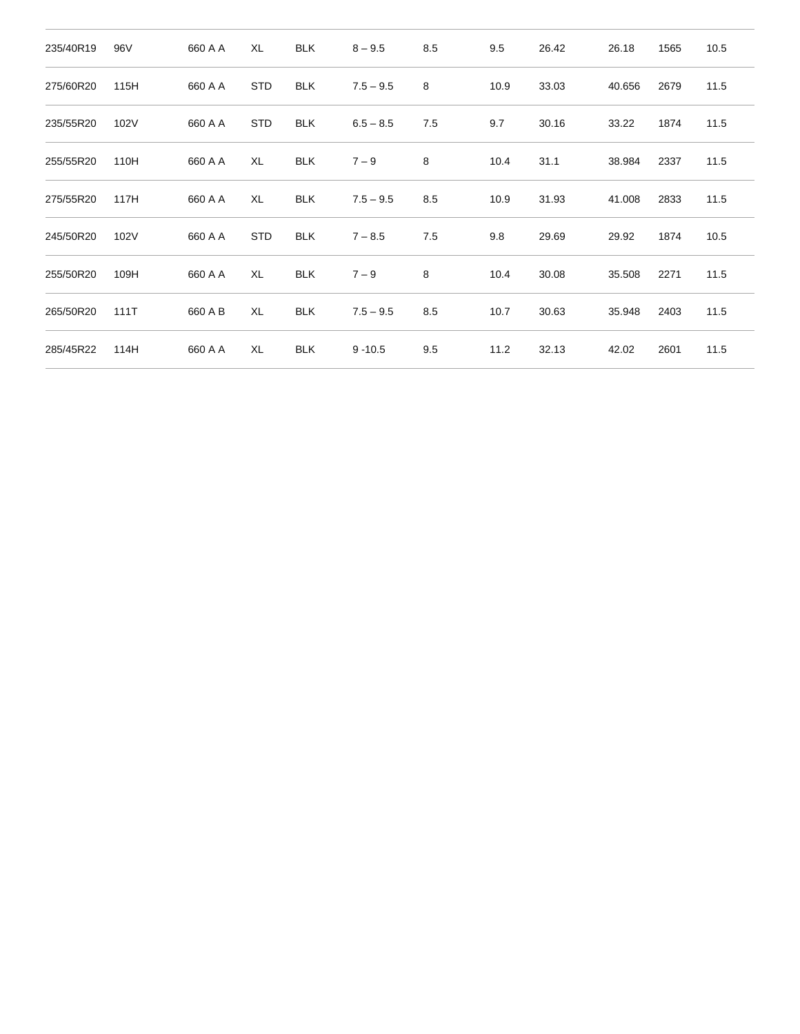| | | | | | | | | | | | |
|---|---|---|---|---|---|---|---|---|---|---|---|
| 235/40R19 | 96V | 660 A A | XL | BLK | 8 – 9.5 | 8.5 | 9.5 | 26.42 | 26.18 | 1565 | 10.5 |
| 275/60R20 | 115H | 660 A A | STD | BLK | 7.5 – 9.5 | 8 | 10.9 | 33.03 | 40.656 | 2679 | 11.5 |
| 235/55R20 | 102V | 660 A A | STD | BLK | 6.5 – 8.5 | 7.5 | 9.7 | 30.16 | 33.22 | 1874 | 11.5 |
| 255/55R20 | 110H | 660 A A | XL | BLK | 7 – 9 | 8 | 10.4 | 31.1 | 38.984 | 2337 | 11.5 |
| 275/55R20 | 117H | 660 A A | XL | BLK | 7.5 – 9.5 | 8.5 | 10.9 | 31.93 | 41.008 | 2833 | 11.5 |
| 245/50R20 | 102V | 660 A A | STD | BLK | 7 – 8.5 | 7.5 | 9.8 | 29.69 | 29.92 | 1874 | 10.5 |
| 255/50R20 | 109H | 660 A A | XL | BLK | 7 – 9 | 8 | 10.4 | 30.08 | 35.508 | 2271 | 11.5 |
| 265/50R20 | 111T | 660 A B | XL | BLK | 7.5 – 9.5 | 8.5 | 10.7 | 30.63 | 35.948 | 2403 | 11.5 |
| 285/45R22 | 114H | 660 A A | XL | BLK | 9 -10.5 | 9.5 | 11.2 | 32.13 | 42.02 | 2601 | 11.5 |